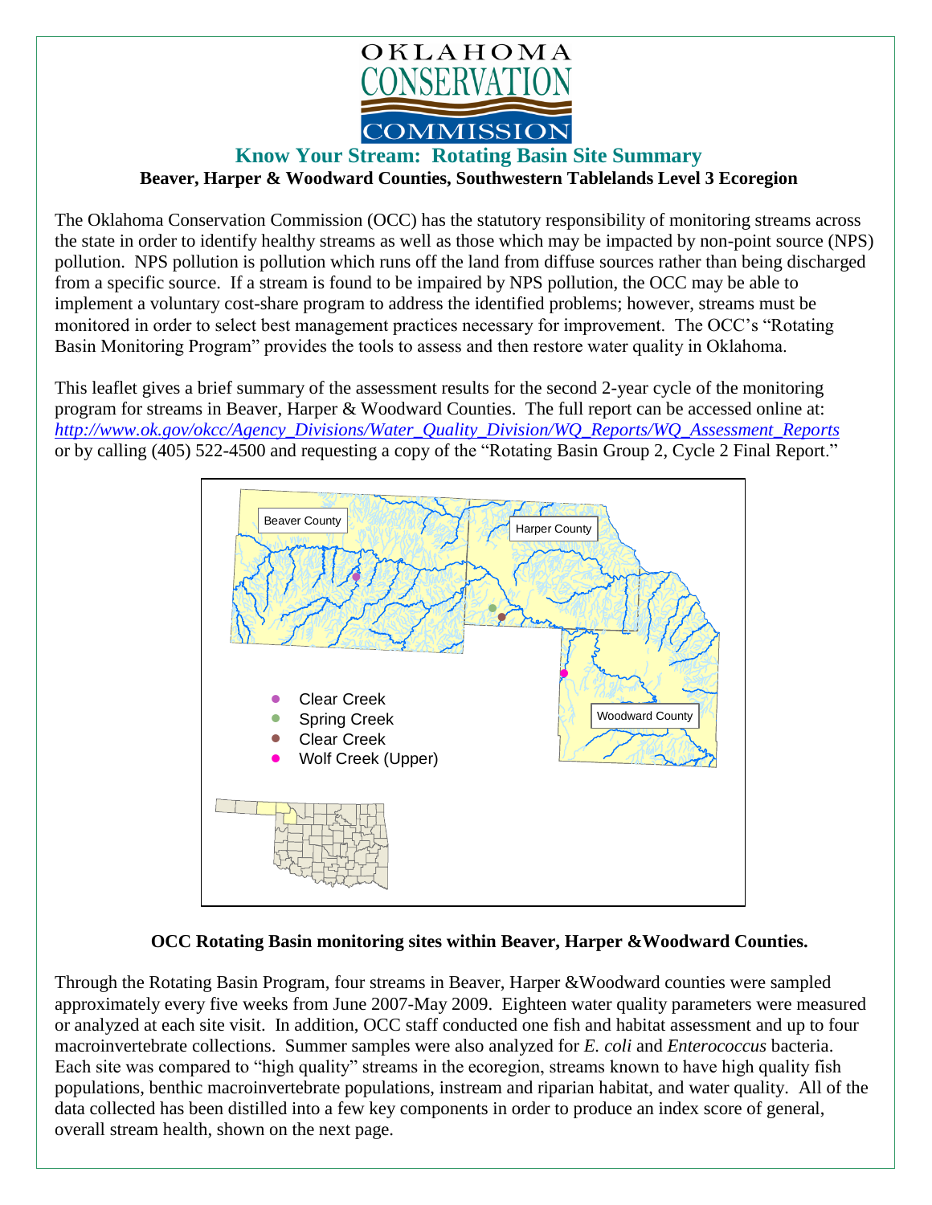OKLAHOMA CONSERVATION COMMISSION

# Know Your Stream: Rotating Basin Site Summary

**Beaver, Harper & Woodward Counties, Southwestern Tablelands Level 3 Ecoregion**

The Oklahoma Conservation Commission (OCC) has the statutory responsibility of monitoring streams across the state in order to identify healthy streams as well as those which may be impacted by non-point source (NPS) pollution. NPS pollution is pollution which runs off the land from diffuse sources rather than being discharged from a specific source. If a stream is found to be impaired by NPS pollution, the OCC may be able to implement a voluntary cost-share program to address the identified problems; however, streams must be monitored in order to select best management practices necessary for improvement. The OCC's "Rotating Basin Monitoring Program" provides the tools to assess and then restore water quality in Oklahoma.

This leaflet gives a brief summary of the assessment results for the second 2-year cycle of the monitoring program for streams in Beaver, Harper & Woodward Counties. The full report can be accessed online at: *http://www.ok.gov/okcc/Agency_Divisions/Water_Quality_Division/WQ_Reports/WQ_Assessment_Reports* or by calling (405) 522-4500 and requesting a copy of the "Rotating Basin Group 2, Cycle 2 Final Report."

Beaver County
Harper County
Woodward County

- Clear Creek
- Spring Creek
- Clear Creek
- Wolf Creek (Upper)

**OCC Rotating Basin monitoring sites within Beaver, Harper &Woodward Counties.**

Through the Rotating Basin Program, four streams in Beaver, Harper &Woodward counties were sampled approximately every five weeks from June 2007-May 2009. Eighteen water quality parameters were measured or analyzed at each site visit. In addition, OCC staff conducted one fish and habitat assessment and up to four macroinvertebrate collections. Summer samples were also analyzed for *E. coli* and *Enterococcus* bacteria. Each site was compared to "high quality" streams in the ecoregion, streams known to have high quality fish populations, benthic macroinvertebrate populations, instream and riparian habitat, and water quality. All of the data collected has been distilled into a few key components in order to produce an index score of general, overall stream health, shown on the next page.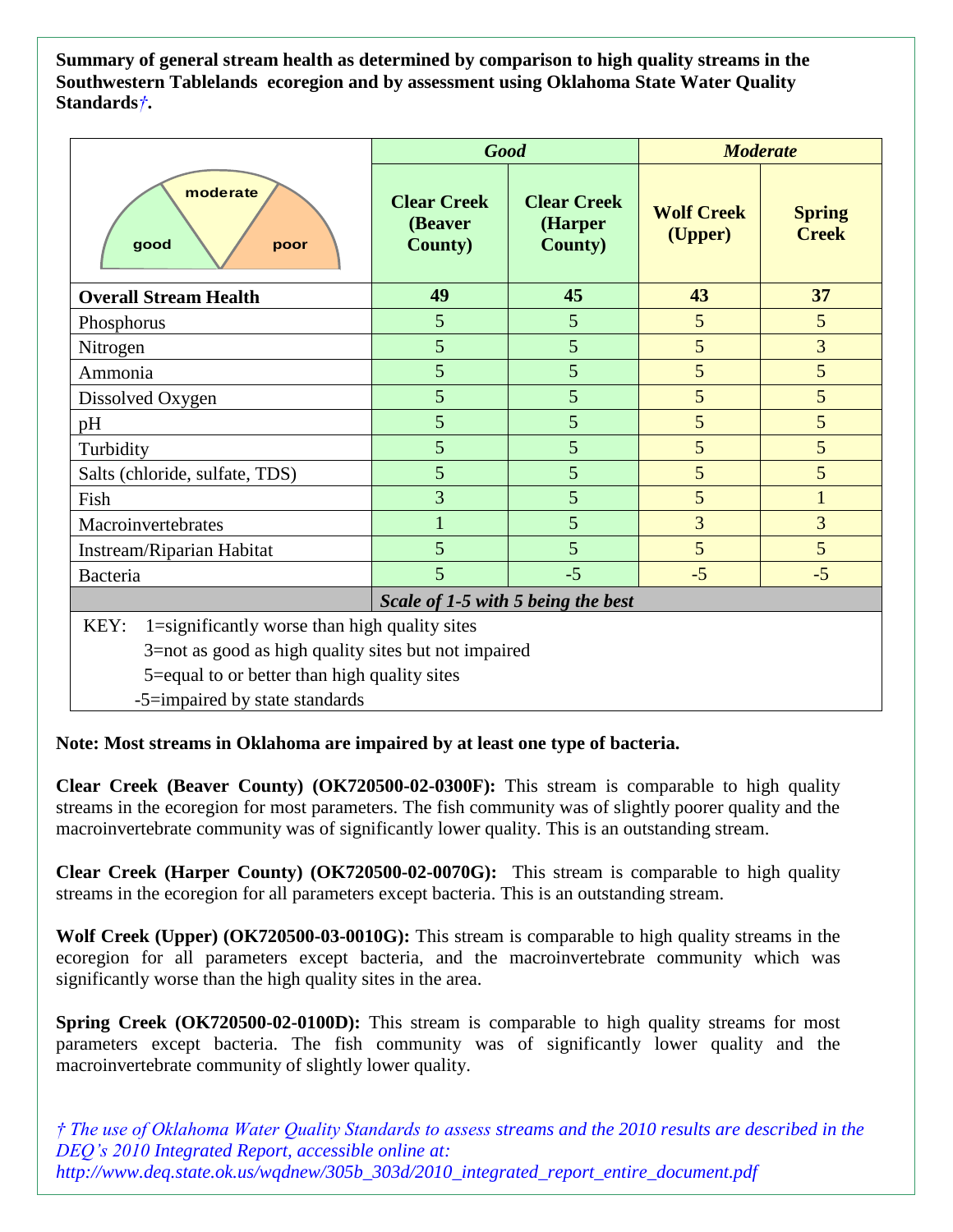**Summary of general stream health as determined by comparison to high quality streams in the Southwestern Tablelands ecoregion and by assessment using Oklahoma State Water Quality Standards*†*.**

| | *Good* | | *Moderate* | |
|---|---|---|---|---|
| | **Clear Creek (Beaver County)** | **Clear Creek (Harper County)** | **Wolf Creek (Upper)** | **Spring Creek** |
| **Overall Stream Health** | **49** | **45** | **43** | **37** |
| Phosphorus | 5 | 5 | 5 | 5 |
| Nitrogen | 5 | 5 | 5 | 3 |
| Ammonia | 5 | 5 | 5 | 5 |
| Dissolved Oxygen | 5 | 5 | 5 | 5 |
| pH | 5 | 5 | 5 | 5 |
| Turbidity | 5 | 5 | 5 | 5 |
| Salts (chloride, sulfate, TDS) | 5 | 5 | 5 | 5 |
| Fish | 3 | 5 | 5 | 1 |
| Macroinvertebrates | 1 | 5 | 3 | 3 |
| Instream/Riparian Habitat | 5 | 5 | 5 | 5 |
| Bacteria | 5 | -5 | -5 | -5 |
| | ***Scale of 1-5 with 5 being the best*** | | | |

KEY: 1=significantly worse than high quality sites
3=not as good as high quality sites but not impaired
5=equal to or better than high quality sites
-5=impaired by state standards

**Note: Most streams in Oklahoma are impaired by at least one type of bacteria.**

**Clear Creek (Beaver County) (OK720500-02-0300F):** This stream is comparable to high quality streams in the ecoregion for most parameters. The fish community was of slightly poorer quality and the macroinvertebrate community was of significantly lower quality. This is an outstanding stream.

**Clear Creek (Harper County) (OK720500-02-0070G):** This stream is comparable to high quality streams in the ecoregion for all parameters except bacteria. This is an outstanding stream.

**Wolf Creek (Upper) (OK720500-03-0010G):** This stream is comparable to high quality streams in the ecoregion for all parameters except bacteria, and the macroinvertebrate community which was significantly worse than the high quality sites in the area.

**Spring Creek (OK720500-02-0100D):** This stream is comparable to high quality streams for most parameters except bacteria. The fish community was of significantly lower quality and the macroinvertebrate community of slightly lower quality.

*† The use of Oklahoma Water Quality Standards to assess streams and the 2010 results are described in the DEQ's 2010 Integrated Report, accessible online at: http://www.deq.state.ok.us/wqdnew/305b_303d/2010_integrated_report_entire_document.pdf*